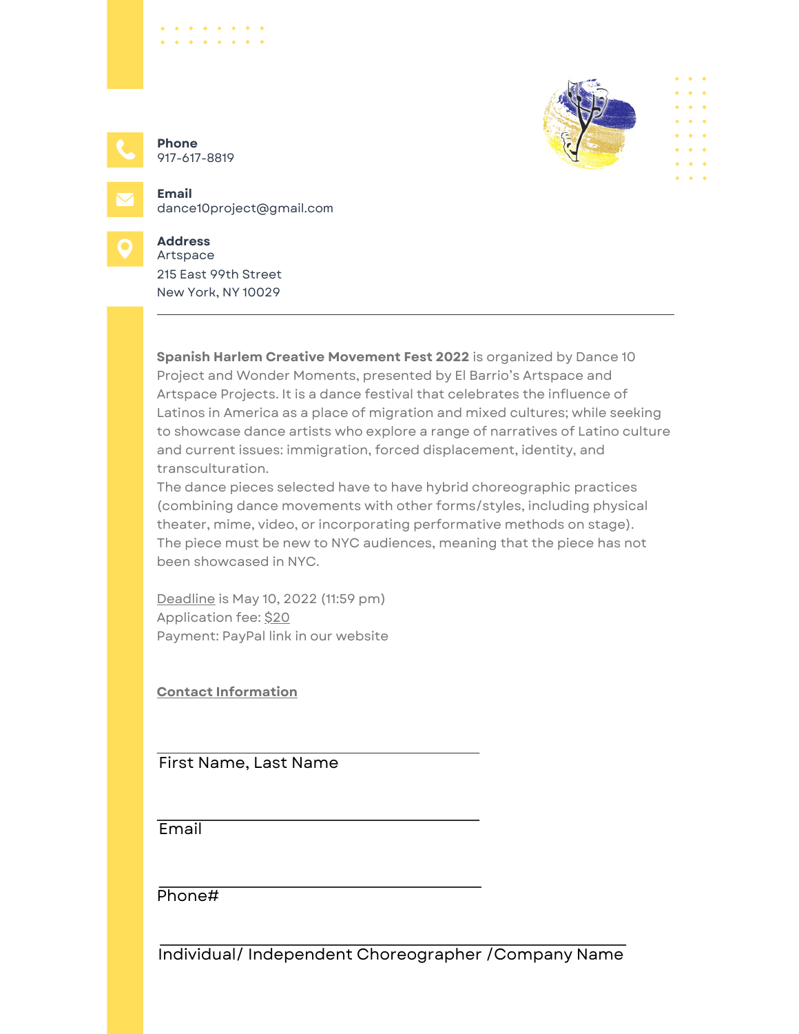**Phone**
917-617-8819

**Email**
dance10project@gmail.com

**Address**
Artspace
215 East 99th Street
New York, NY 10029

---

**Spanish Harlem Creative Movement Fest 2022** is organized by Dance 10 Project and Wonder Moments, presented by El Barrio's Artspace and Artspace Projects. It is a dance festival that celebrates the influence of Latinos in America as a place of migration and mixed cultures; while seeking to showcase dance artists who explore a range of narratives of Latino culture and current issues: immigration, forced displacement, identity, and transculturation.
The dance pieces selected have to have hybrid choreographic practices (combining dance movements with other forms/styles, including physical theater, mime, video, or incorporating performative methods on stage).
The piece must be new to NYC audiences, meaning that the piece has not been showcased in NYC.

Deadline is May 10, 2022 (11:59 pm)
Application fee: $20
Payment: PayPal link in our website

**Contact Information**

_______________________________
First Name, Last Name

_______________________________
Email

_______________________________
Phone#

_______________________________
Individual/ Independent Choreographer /Company Name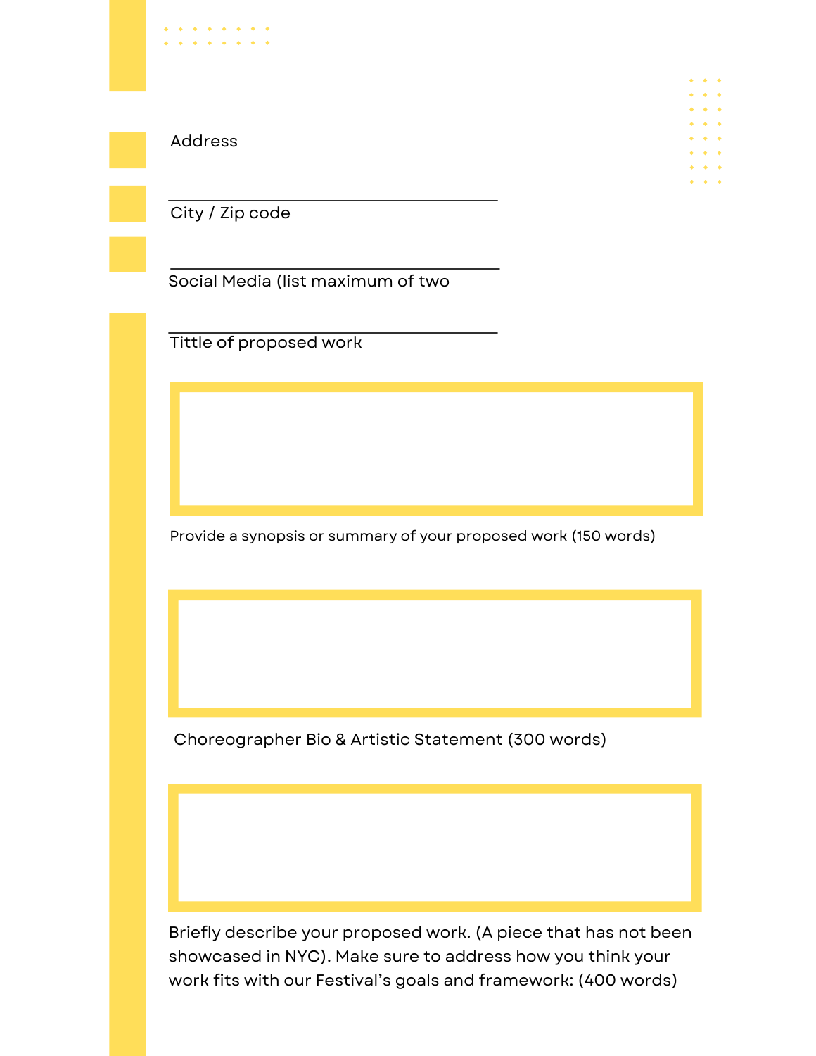Address

City / Zip code

Social Media (list maximum of two

Tittle of proposed work

Provide a synopsis or summary of your proposed work (150 words)

Choreographer Bio & Artistic Statement (300 words)

Briefly describe your proposed work. (A piece that has not been showcased in NYC). Make sure to address how you think your work fits with our Festival's goals and framework: (400 words)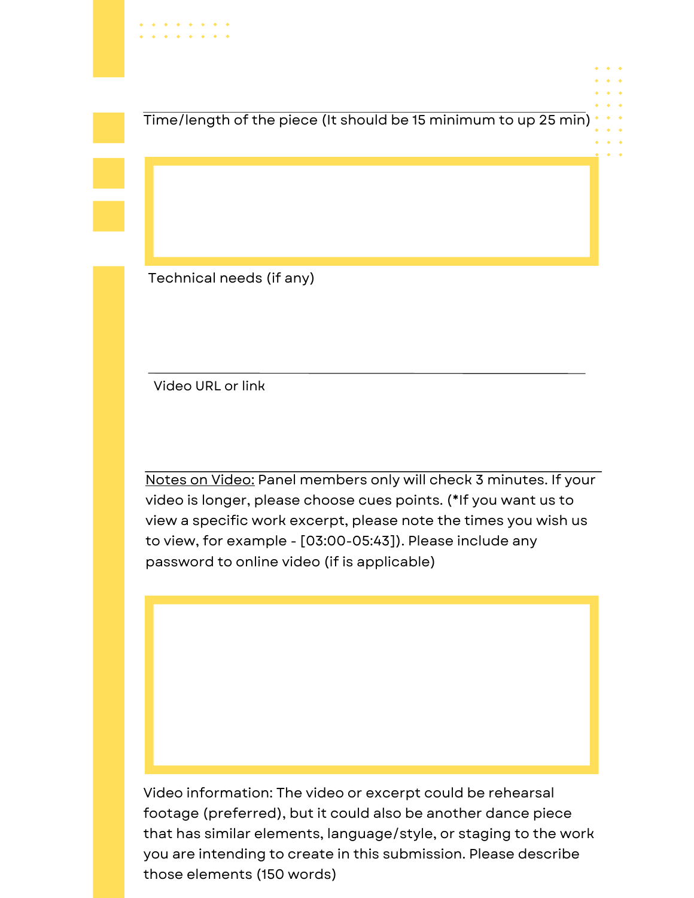Time/length of the piece (It should be 15 minimum to up 25 min)

Technical needs (if any)

Video URL or link

<u>Notes on Video:</u> Panel members only will check 3 minutes. If your video is longer, please choose cues points. (*If you want us to view a specific work excerpt, please note the times you wish us to view, for example - [03:00-05:43]). Please include any password to online video (if is applicable)

Video information: The video or excerpt could be rehearsal footage (preferred), but it could also be another dance piece that has similar elements, language/style, or staging to the work you are intending to create in this submission. Please describe those elements (150 words)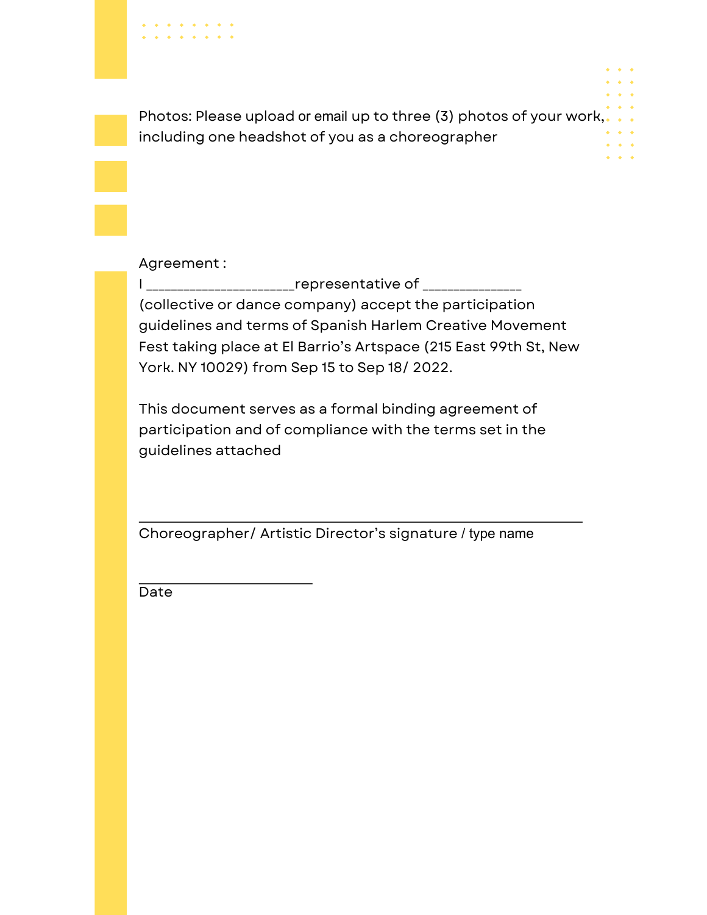Photos: Please upload or email up to three (3) photos of your work, including one headshot of you as a choreographer

Agreement :

I ______________________representative of ______________ (collective or dance company) accept the participation guidelines and terms of Spanish Harlem Creative Movement Fest taking place at El Barrio's Artspace (215 East 99th St, New York. NY 10029) from Sep 15 to Sep 18/ 2022.

This document serves as a formal binding agreement of participation and of compliance with the terms set in the guidelines attached

_____________________________________________

Choreographer/ Artistic Director's signature / type name

______________________

Date